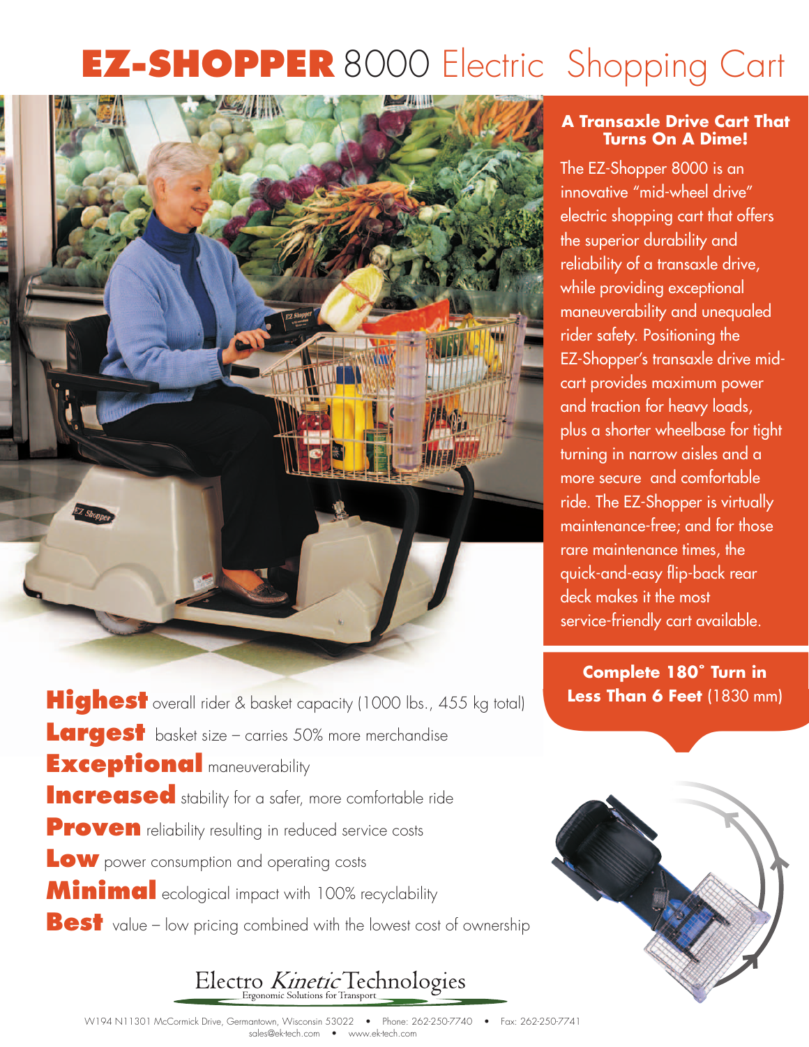# **EZ-SHOPPER** 8000 Electric Shopping Cart

## A Transaxle Drive Cart That Turns On A Dime!

The EZ-Shopper 8000 is an innovative "mid-wheel drive" electric shopping cart that offers the superior durability and reliability of a transaxle drive, while providing exceptional maneuverability and unequaled rider safety. Positioning the EZ-Shopper's transaxle drive mid-cart provides maximum power and traction for heavy loads, plus a shorter wheelbase for tight turning in narrow aisles and a more secure and comfortable ride. The EZ-Shopper is virtually maintenance-free; and for those rare maintenance times, the quick-and-easy flip-back rear deck makes it the most service-friendly cart available.

**Complete 180° Turn in Less Than 6 Feet** (1830 mm)

**Highest** overall rider & basket capacity (1000 lbs., 455 kg total)

**Largest** basket size – carries 50% more merchandise

**Exceptional** maneuverability

**Increased** stability for a safer, more comfortable ride

**Proven** reliability resulting in reduced service costs

**Low** power consumption and operating costs

**Minimal** ecological impact with 100% recyclability

**Best** value – low pricing combined with the lowest cost of ownership

Electro *Kinetic* Technologies
Ergonomic Solutions for Transport

W194 N11301 McCormick Drive, Germantown, Wisconsin 53022 • Phone: 262-250-7740 • Fax: 262-250-7741
sales@ek-tech.com • www.ek-tech.com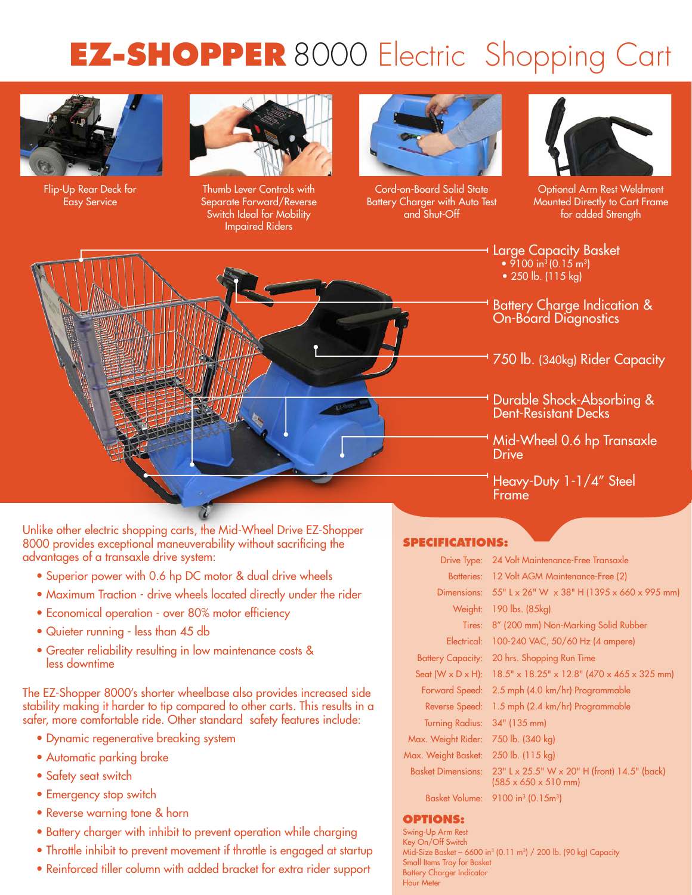# EZ-SHOPPER 8000 Electric Shopping Cart

Flip-Up Rear Deck for Easy Service

Thumb Lever Controls with Separate Forward/Reverse Switch Ideal for Mobility Impaired Riders

Cord-on-Board Solid State Battery Charger with Auto Test and Shut-Off

Optional Arm Rest Weldment Mounted Directly to Cart Frame for added Strength

Large Capacity Basket
- 9100 in³ (0.15 m³)
- 250 lb. (115 kg)

Battery Charge Indication & On-Board Diagnostics

750 lb. (340kg) Rider Capacity

Durable Shock-Absorbing & Dent-Resistant Decks

Mid-Wheel 0.6 hp Transaxle Drive

Heavy-Duty 1-1/4" Steel Frame

Unlike other electric shopping carts, the Mid-Wheel Drive EZ-Shopper 8000 provides exceptional maneuverability without sacrificing the advantages of a transaxle drive system:

- Superior power with 0.6 hp DC motor & dual drive wheels
- Maximum Traction - drive wheels located directly under the rider
- Economical operation - over 80% motor efficiency
- Quieter running - less than 45 db
- Greater reliability resulting in low maintenance costs & less downtime

The EZ-Shopper 8000's shorter wheelbase also provides increased side stability making it harder to tip compared to other carts. This results in a safer, more comfortable ride. Other standard safety features include:

- Dynamic regenerative breaking system
- Automatic parking brake
- Safety seat switch
- Emergency stop switch
- Reverse warning tone & horn
- Battery charger with inhibit to prevent operation while charging
- Throttle inhibit to prevent movement if throttle is engaged at startup
- Reinforced tiller column with added bracket for extra rider support

## SPECIFICATIONS:

| | |
|---|---|
| Drive Type: | 24 Volt Maintenance-Free Transaxle |
| Batteries: | 12 Volt AGM Maintenance-Free (2) |
| Dimensions: | 55" L x 26" W x 38" H (1395 x 660 x 995 mm) |
| Weight: | 190 lbs. (85kg) |
| Tires: | 8" (200 mm) Non-Marking Solid Rubber |
| Electrical: | 100-240 VAC, 50/60 Hz (4 ampere) |
| Battery Capacity: | 20 hrs. Shopping Run Time |
| Seat (W x D x H): | 18.5" x 18.25" x 12.8" (470 x 465 x 325 mm) |
| Forward Speed: | 2.5 mph (4.0 km/hr) Programmable |
| Reverse Speed: | 1.5 mph (2.4 km/hr) Programmable |
| Turning Radius: | 34" (135 mm) |
| Max. Weight Rider: | 750 lb. (340 kg) |
| Max. Weight Basket: | 250 lb. (115 kg) |
| Basket Dimensions: | 23" L x 25.5" W x 20" H (front) 14.5" (back) (585 x 650 x 510 mm) |
| Basket Volume: | 9100 in³ (0.15m³) |

## OPTIONS:

Swing-Up Arm Rest
Key On/Off Switch
Mid-Size Basket – 6600 in³ (0.11 m³) / 200 lb. (90 kg) Capacity
Small Items Tray for Basket
Battery Charger Indicator
Hour Meter